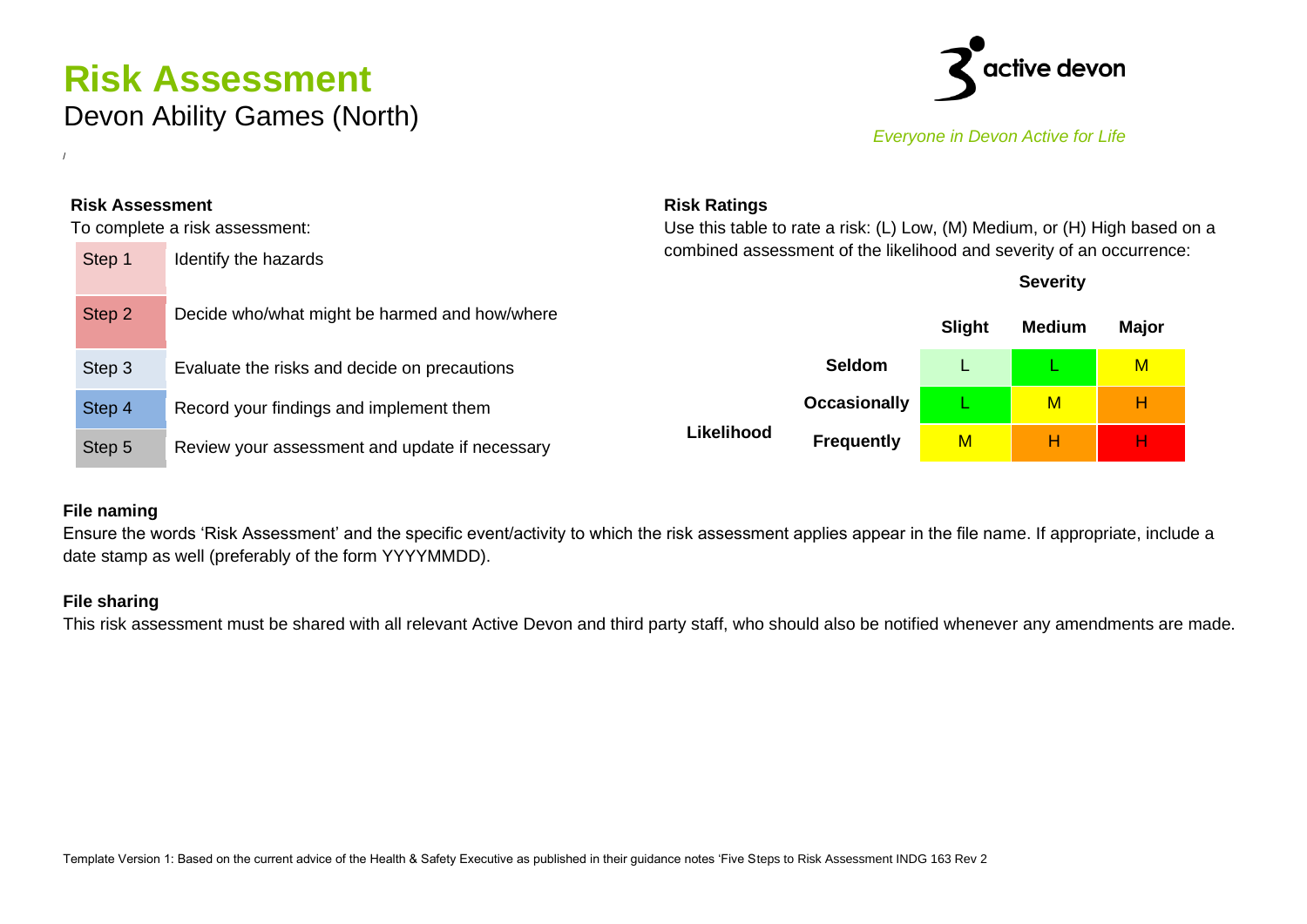# Risk Assessment

## Devon Ability Games (North)

active devon

*Everyone in Devon Active for Life*

/

### Risk Assessment

To complete a risk assessment:

| Step | Action |
| --- | --- |
| Step 1 | Identify the hazards |
| Step 2 | Decide who/what might be harmed and how/where |
| Step 3 | Evaluate the risks and decide on precautions |
| Step 4 | Record your findings and implement them |
| Step 5 | Review your assessment and update if necessary |

### Risk Ratings

Use this table to rate a risk: (L) Low, (M) Medium, or (H) High based on a combined assessment of the likelihood and severity of an occurrence:

| | | Severity | | |
| --- | --- | --- | --- | --- |
| | | Slight | Medium | Major |
| Likelihood | Seldom | L | L | M |
| | Occasionally | L | M | H |
| | Frequently | M | H | H |

### File naming

Ensure the words 'Risk Assessment' and the specific event/activity to which the risk assessment applies appear in the file name. If appropriate, include a date stamp as well (preferably of the form YYYYMMDD).

### File sharing

This risk assessment must be shared with all relevant Active Devon and third party staff, who should also be notified whenever any amendments are made.

Template Version 1: Based on the current advice of the Health & Safety Executive as published in their guidance notes 'Five Steps to Risk Assessment INDG 163 Rev 2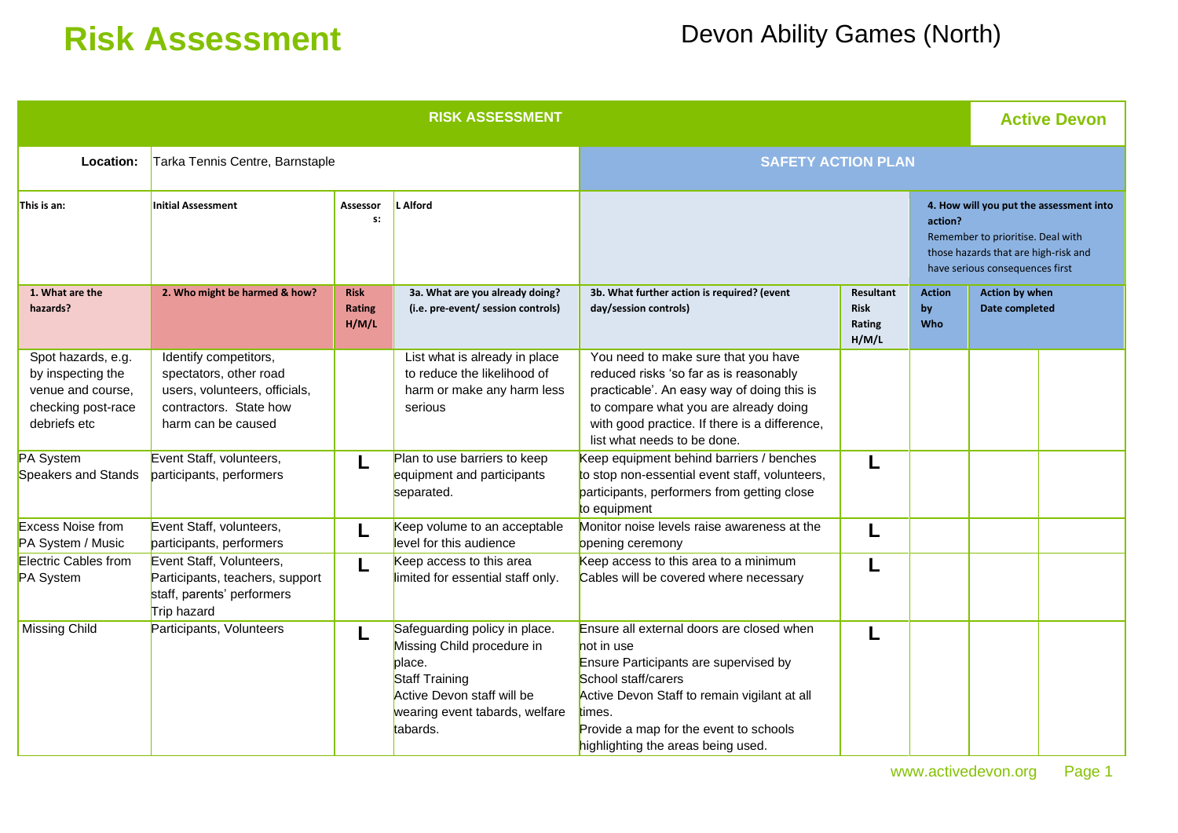# Risk Assessment

Devon Ability Games (North)

| RISK ASSESSMENT | | | | | | | | Active Devon |
|---|---|---|---|---|---|---|---|---|
| **Location:** | Tarka Tennis Centre, Barnstaple | | | SAFETY ACTION PLAN | | | | |
| **This is an:** | **Initial Assessment** | **Assessors:** | **L Alford** | | | **4. How will you put the assessment into action?** Remember to prioritise. Deal with those hazards that are high-risk and have serious consequences first | | |
| **1. What are the hazards?** | **2. Who might be harmed & how?** | **Risk Rating H/M/L** | **3a. What are you already doing? (i.e. pre-event/ session controls)** | **3b. What further action is required? (event day/session controls)** | **Resultant Risk Rating H/M/L** | **Action by Who** | **Action by when Date completed** | |
| Spot hazards, e.g. by inspecting the venue and course, checking post-race debriefs etc | Identify competitors, spectators, other road users, volunteers, officials, contractors. State how harm can be caused | | List what is already in place to reduce the likelihood of harm or make any harm less serious | You need to make sure that you have reduced risks 'so far as is reasonably practicable'. An easy way of doing this is to compare what you are already doing with good practice. If there is a difference, list what needs to be done. | | | | |
| PA System Speakers and Stands | Event Staff, volunteers, participants, performers | L | Plan to use barriers to keep equipment and participants separated. | Keep equipment behind barriers / benches to stop non-essential event staff, volunteers, participants, performers from getting close to equipment | L | | | |
| Excess Noise from PA System / Music | Event Staff, volunteers, participants, performers | L | Keep volume to an acceptable level for this audience | Monitor noise levels raise awareness at the opening ceremony | L | | | |
| Electric Cables from PA System | Event Staff, Volunteers, Participants, teachers, support staff, parents' performers Trip hazard | L | Keep access to this area limited for essential staff only. | Keep access to this area to a minimum Cables will be covered where necessary | L | | | |
| Missing Child | Participants, Volunteers | L | Safeguarding policy in place. Missing Child procedure in place. Staff Training Active Devon staff will be wearing event tabards, welfare tabards. | Ensure all external doors are closed when not in use Ensure Participants are supervised by School staff/carers Active Devon Staff to remain vigilant at all times. Provide a map for the event to schools highlighting the areas being used. | L | | | |

www.activedevon.org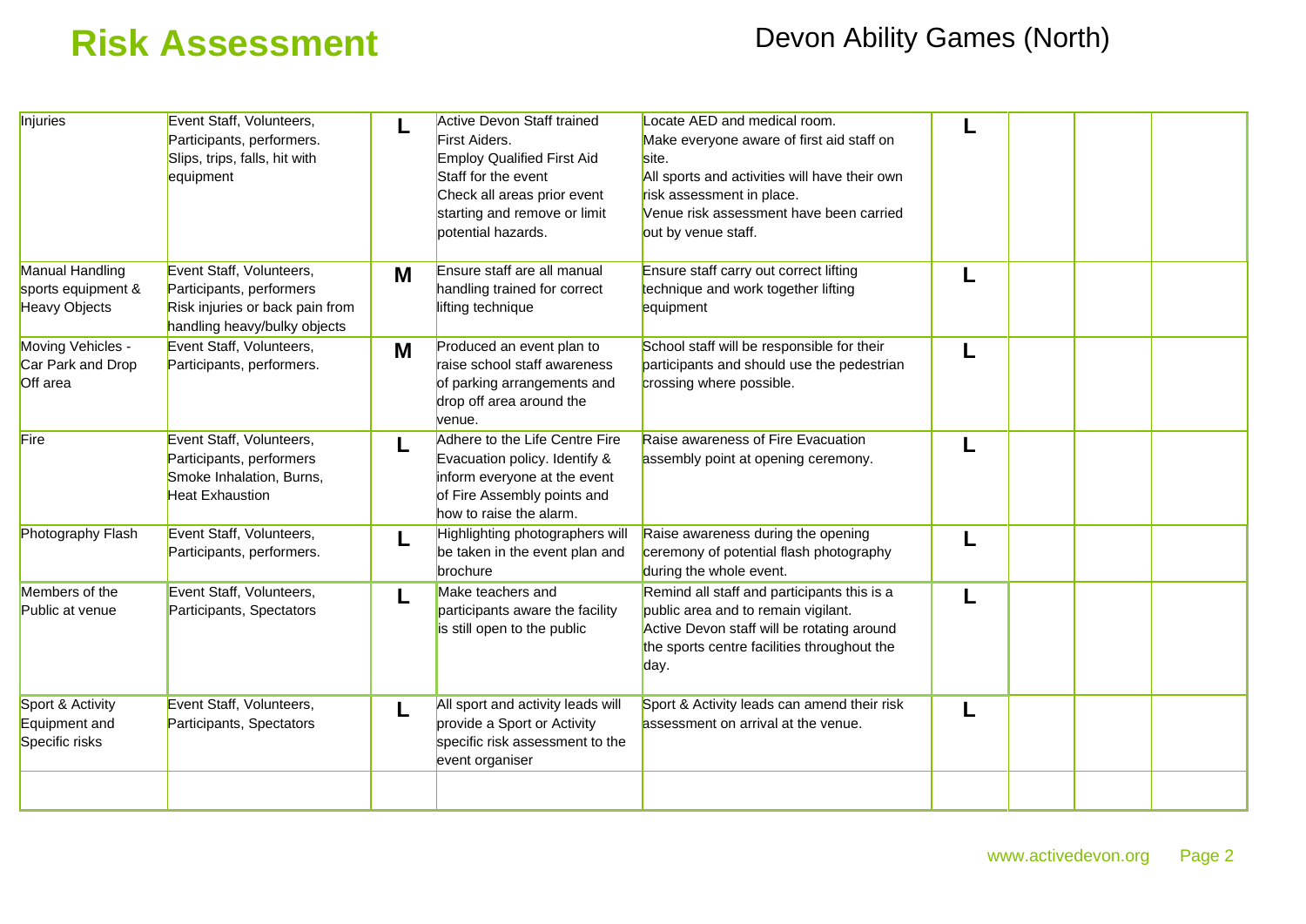# Risk Assessment

Devon Ability Games (North)

| | | | | | | | | |
|---|---|---|---|---|---|---|---|---|
| Injuries | Event Staff, Volunteers, Participants, performers. Slips, trips, falls, hit with equipment | **L** | Active Devon Staff trained First Aiders. Employ Qualified First Aid Staff for the event Check all areas prior event starting and remove or limit potential hazards. | Locate AED and medical room. Make everyone aware of first aid staff on site. All sports and activities will have their own risk assessment in place. Venue risk assessment have been carried out by venue staff. | **L** | | | |
| Manual Handling sports equipment & Heavy Objects | Event Staff, Volunteers, Participants, performers Risk injuries or back pain from handling heavy/bulky objects | **M** | Ensure staff are all manual handling trained for correct lifting technique | Ensure staff carry out correct lifting technique and work together lifting equipment | **L** | | | |
| Moving Vehicles - Car Park and Drop Off area | Event Staff, Volunteers, Participants, performers. | **M** | Produced an event plan to raise school staff awareness of parking arrangements and drop off area around the venue. | School staff will be responsible for their participants and should use the pedestrian crossing where possible. | **L** | | | |
| Fire | Event Staff, Volunteers, Participants, performers Smoke Inhalation, Burns, Heat Exhaustion | **L** | Adhere to the Life Centre Fire Evacuation policy. Identify & inform everyone at the event of Fire Assembly points and how to raise the alarm. | Raise awareness of Fire Evacuation assembly point at opening ceremony. | **L** | | | |
| Photography Flash | Event Staff, Volunteers, Participants, performers. | **L** | Highlighting photographers will be taken in the event plan and brochure | Raise awareness during the opening ceremony of potential flash photography during the whole event. | **L** | | | |
| Members of the Public at venue | Event Staff, Volunteers, Participants, Spectators | **L** | Make teachers and participants aware the facility is still open to the public | Remind all staff and participants this is a public area and to remain vigilant. Active Devon staff will be rotating around the sports centre facilities throughout the day. | **L** | | | |
| Sport & Activity Equipment and Specific risks | Event Staff, Volunteers, Participants, Spectators | **L** | All sport and activity leads will provide a Sport or Activity specific risk assessment to the event organiser | Sport & Activity leads can amend their risk assessment on arrival at the venue. | **L** | | | |
| | | | | | | | | |

www.activedevon.org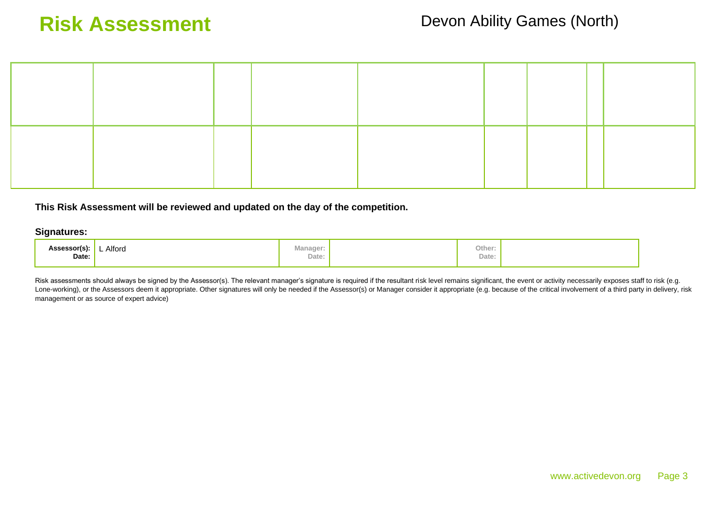# Risk Assessment

Devon Ability Games (North)

| | | | | | | | | |
|---|---|---|---|---|---|---|---|---|
| | | | | | | | | |
| | | | | | | | | |

**This Risk Assessment will be reviewed and updated on the day of the competition.**

**Signatures:**

| | | | | | |
|---|---|---|---|---|---|
| **Assessor(s): Date:** | L Alford | Manager: Date: | | Other: Date: | |

Risk assessments should always be signed by the Assessor(s). The relevant manager's signature is required if the resultant risk level remains significant, the event or activity necessarily exposes staff to risk (e.g. Lone-working), or the Assessors deem it appropriate. Other signatures will only be needed if the Assessor(s) or Manager consider it appropriate (e.g. because of the critical involvement of a third party in delivery, risk management or as source of expert advice)